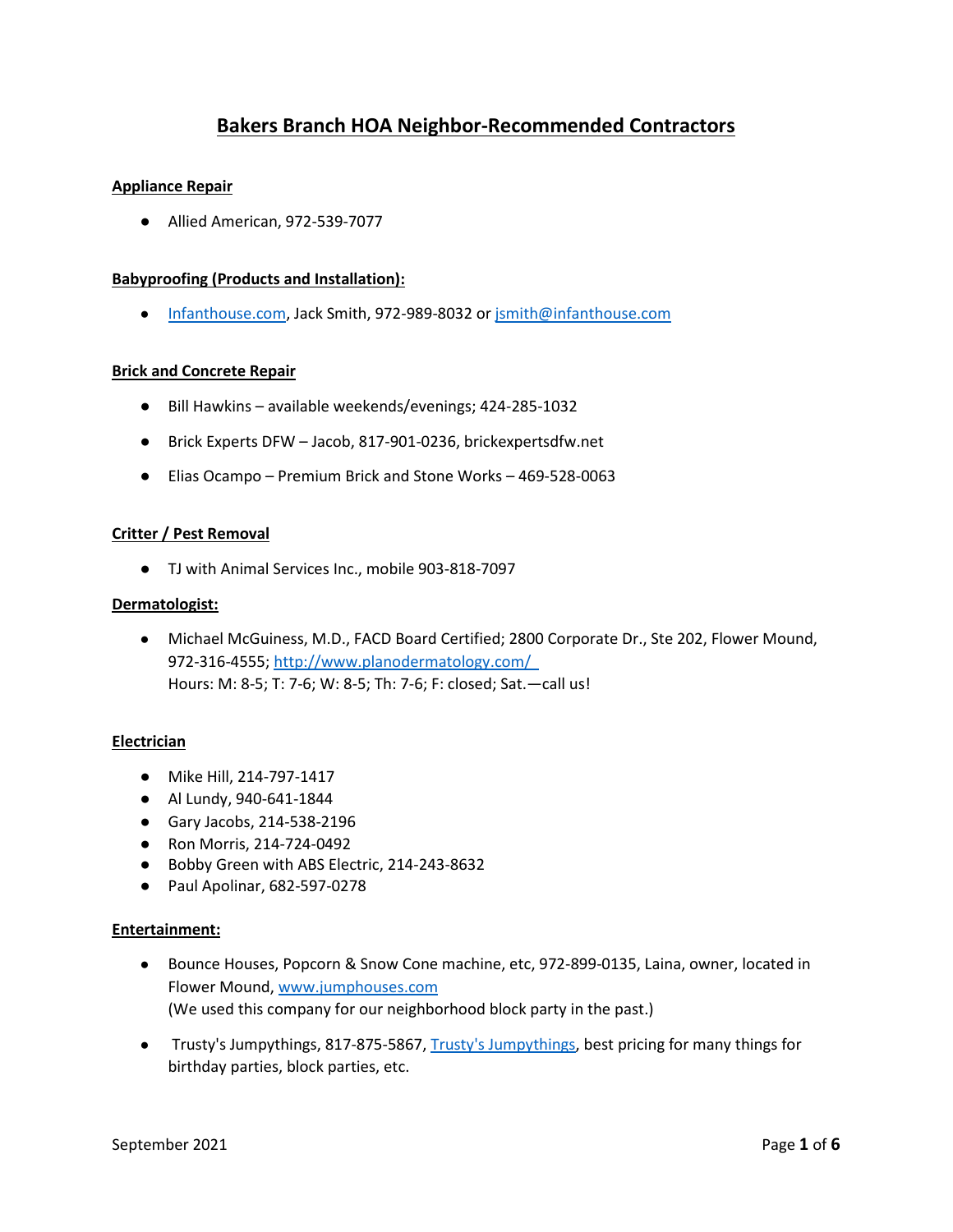# Bakers Branch HOA Neighbor-Recommended Contractors

## Appliance Repair

- Allied American, 972-539-7077

## Babyproofing (Products and Installation):

- [Infanthouse.com](http://Infanthouse.com), Jack Smith, 972-989-8032 or [jsmith@infanthouse.com](mailto:jsmith@infanthouse.com)

## Brick and Concrete Repair

- Bill Hawkins – available weekends/evenings; 424-285-1032
- Brick Experts DFW – Jacob, 817-901-0236, brickexpertsdfw.net
- Elias Ocampo – Premium Brick and Stone Works – 469-528-0063

## Critter / Pest Removal

- TJ with Animal Services Inc., mobile 903-818-7097

## Dermatologist:

- Michael McGuiness, M.D., FACD Board Certified; 2800 Corporate Dr., Ste 202, Flower Mound, 972-316-4555; [http://www.planodermatology.com/](http://www.planodermatology.com/)
  Hours: M: 8-5; T: 7-6; W: 8-5; Th: 7-6; F: closed; Sat.—call us!

## Electrician

- Mike Hill, 214-797-1417
- Al Lundy, 940-641-1844
- Gary Jacobs, 214-538-2196
- Ron Morris, 214-724-0492
- Bobby Green with ABS Electric, 214-243-8632
- Paul Apolinar, 682-597-0278

## Entertainment:

- Bounce Houses, Popcorn & Snow Cone machine, etc, 972-899-0135, Laina, owner, located in Flower Mound, [www.jumphouses.com](http://www.jumphouses.com)
  (We used this company for our neighborhood block party in the past.)
- Trusty's Jumpythings, 817-875-5867, Trusty's Jumpythings, best pricing for many things for birthday parties, block parties, etc.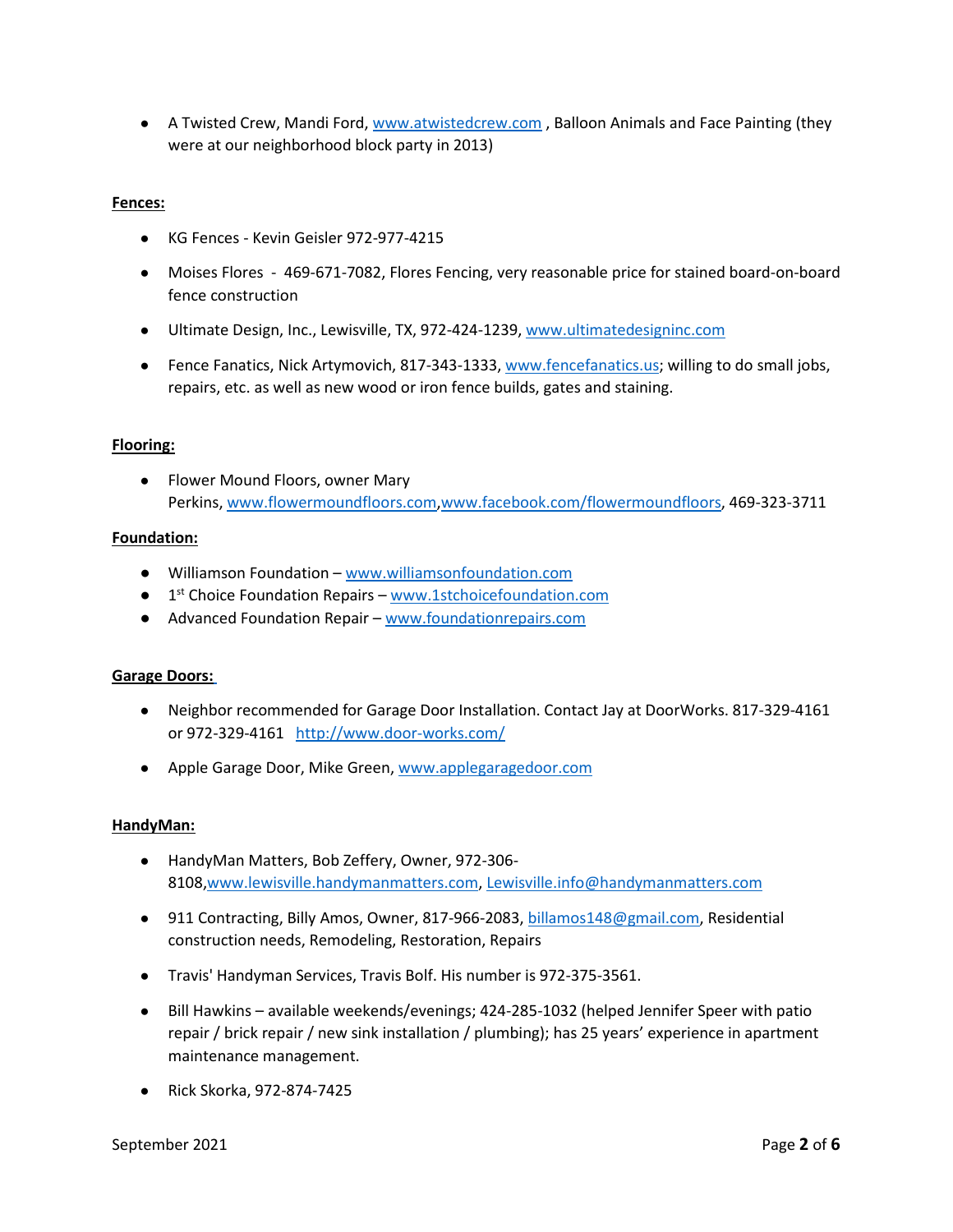- A Twisted Crew, Mandi Ford, www.atwistedcrew.com , Balloon Animals and Face Painting (they were at our neighborhood block party in 2013)

**Fences:**

- KG Fences - Kevin Geisler 972-977-4215
- Moises Flores - 469-671-7082, Flores Fencing, very reasonable price for stained board-on-board fence construction
- Ultimate Design, Inc., Lewisville, TX, 972-424-1239, www.ultimatedesigninc.com
- Fence Fanatics, Nick Artymovich, 817-343-1333, www.fencefanatics.us; willing to do small jobs, repairs, etc. as well as new wood or iron fence builds, gates and staining.

**Flooring:**

- Flower Mound Floors, owner Mary Perkins, www.flowermoundfloors.com,www.facebook.com/flowermoundfloors, 469-323-3711

**Foundation:**

- Williamson Foundation – www.williamsonfoundation.com
- 1st Choice Foundation Repairs – www.1stchoicefoundation.com
- Advanced Foundation Repair – www.foundationrepairs.com

**Garage Doors:**

- Neighbor recommended for Garage Door Installation. Contact Jay at DoorWorks. 817-329-4161 or 972-329-4161 http://www.door-works.com/
- Apple Garage Door, Mike Green, www.applegaragedoor.com

**HandyMan:**

- HandyMan Matters, Bob Zeffery, Owner, 972-306-8108,www.lewisville.handymanmatters.com, Lewisville.info@handymanmatters.com
- 911 Contracting, Billy Amos, Owner, 817-966-2083, billamos148@gmail.com, Residential construction needs, Remodeling, Restoration, Repairs
- Travis' Handyman Services, Travis Bolf. His number is 972-375-3561.
- Bill Hawkins – available weekends/evenings; 424-285-1032 (helped Jennifer Speer with patio repair / brick repair / new sink installation / plumbing); has 25 years' experience in apartment maintenance management.
- Rick Skorka, 972-874-7425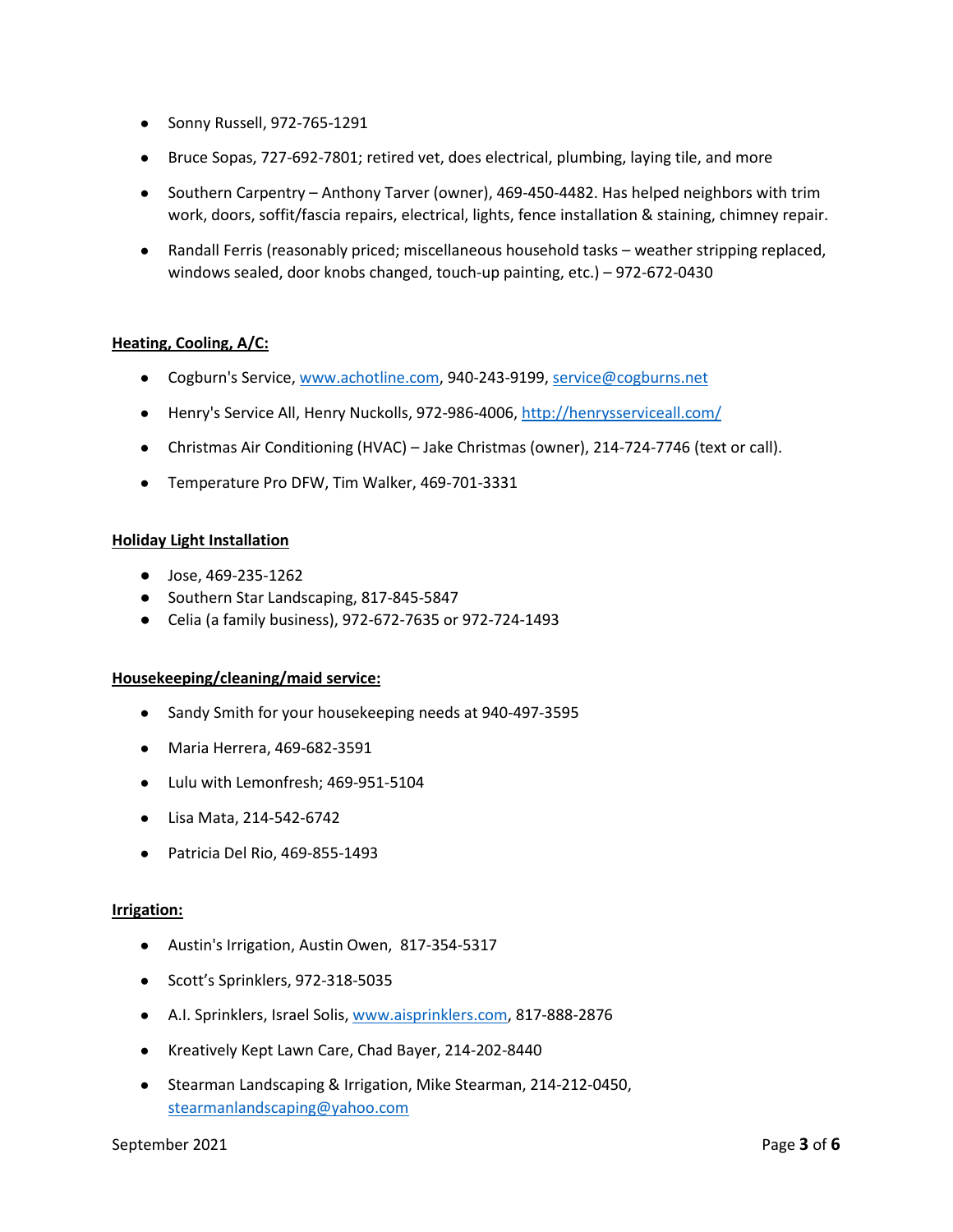- Sonny Russell, 972-765-1291
- Bruce Sopas, 727-692-7801; retired vet, does electrical, plumbing, laying tile, and more
- Southern Carpentry – Anthony Tarver (owner), 469-450-4482. Has helped neighbors with trim work, doors, soffit/fascia repairs, electrical, lights, fence installation & staining, chimney repair.
- Randall Ferris (reasonably priced; miscellaneous household tasks – weather stripping replaced, windows sealed, door knobs changed, touch-up painting, etc.) – 972-672-0430

**Heating, Cooling, A/C:**

- Cogburn's Service, [www.achotline.com](http://www.achotline.com), 940-243-9199, [service@cogburns.net](mailto:service@cogburns.net)
- Henry's Service All, Henry Nuckolls, 972-986-4006, [http://henrysserviceall.com/](http://henrysserviceall.com/)
- Christmas Air Conditioning (HVAC) – Jake Christmas (owner), 214-724-7746 (text or call).
- Temperature Pro DFW, Tim Walker, 469-701-3331

**Holiday Light Installation**

- Jose, 469-235-1262
- Southern Star Landscaping, 817-845-5847
- Celia (a family business), 972-672-7635 or 972-724-1493

**Housekeeping/cleaning/maid service:**

- Sandy Smith for your housekeeping needs at 940-497-3595
- Maria Herrera, 469-682-3591
- Lulu with Lemonfresh; 469-951-5104
- Lisa Mata, 214-542-6742
- Patricia Del Rio, 469-855-1493

**Irrigation:**

- Austin's Irrigation, Austin Owen, 817-354-5317
- Scott's Sprinklers, 972-318-5035
- A.I. Sprinklers, Israel Solis, [www.aisprinklers.com](http://www.aisprinklers.com), 817-888-2876
- Kreatively Kept Lawn Care, Chad Bayer, 214-202-8440
- Stearman Landscaping & Irrigation, Mike Stearman, 214-212-0450, [stearmanlandscaping@yahoo.com](mailto:stearmanlandscaping@yahoo.com)

September 2021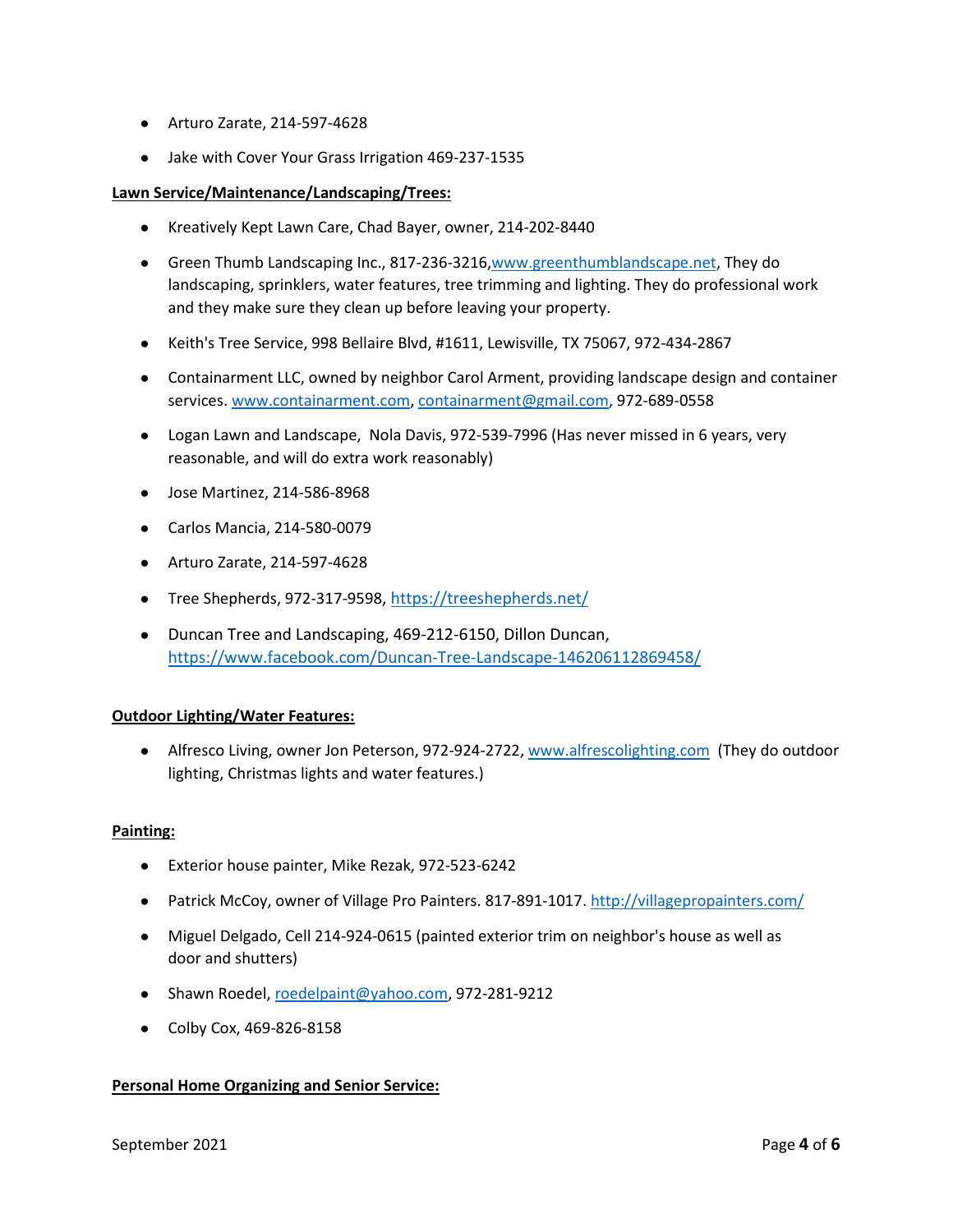- Arturo Zarate, 214-597-4628
- Jake with Cover Your Grass Irrigation 469-237-1535

**Lawn Service/Maintenance/Landscaping/Trees:**

- Kreatively Kept Lawn Care, Chad Bayer, owner, 214-202-8440
- Green Thumb Landscaping Inc., 817-236-3216,www.greenthumblandscape.net, They do landscaping, sprinklers, water features, tree trimming and lighting. They do professional work and they make sure they clean up before leaving your property.
- Keith's Tree Service, 998 Bellaire Blvd, #1611, Lewisville, TX 75067, 972-434-2867
- Containarment LLC, owned by neighbor Carol Arment, providing landscape design and container services. www.containarment.com, containarment@gmail.com, 972-689-0558
- Logan Lawn and Landscape, Nola Davis, 972-539-7996 (Has never missed in 6 years, very reasonable, and will do extra work reasonably)
- Jose Martinez, 214-586-8968
- Carlos Mancia, 214-580-0079
- Arturo Zarate, 214-597-4628
- Tree Shepherds, 972-317-9598, https://treeshepherds.net/
- Duncan Tree and Landscaping, 469-212-6150, Dillon Duncan, https://www.facebook.com/Duncan-Tree-Landscape-146206112869458/

**Outdoor Lighting/Water Features:**

- Alfresco Living, owner Jon Peterson, 972-924-2722, www.alfrescolighting.com (They do outdoor lighting, Christmas lights and water features.)

**Painting:**

- Exterior house painter, Mike Rezak, 972-523-6242
- Patrick McCoy, owner of Village Pro Painters. 817-891-1017. http://villagepropainters.com/
- Miguel Delgado, Cell 214-924-0615 (painted exterior trim on neighbor's house as well as door and shutters)
- Shawn Roedel, roedelpaint@yahoo.com, 972-281-9212
- Colby Cox, 469-826-8158

**Personal Home Organizing and Senior Service:**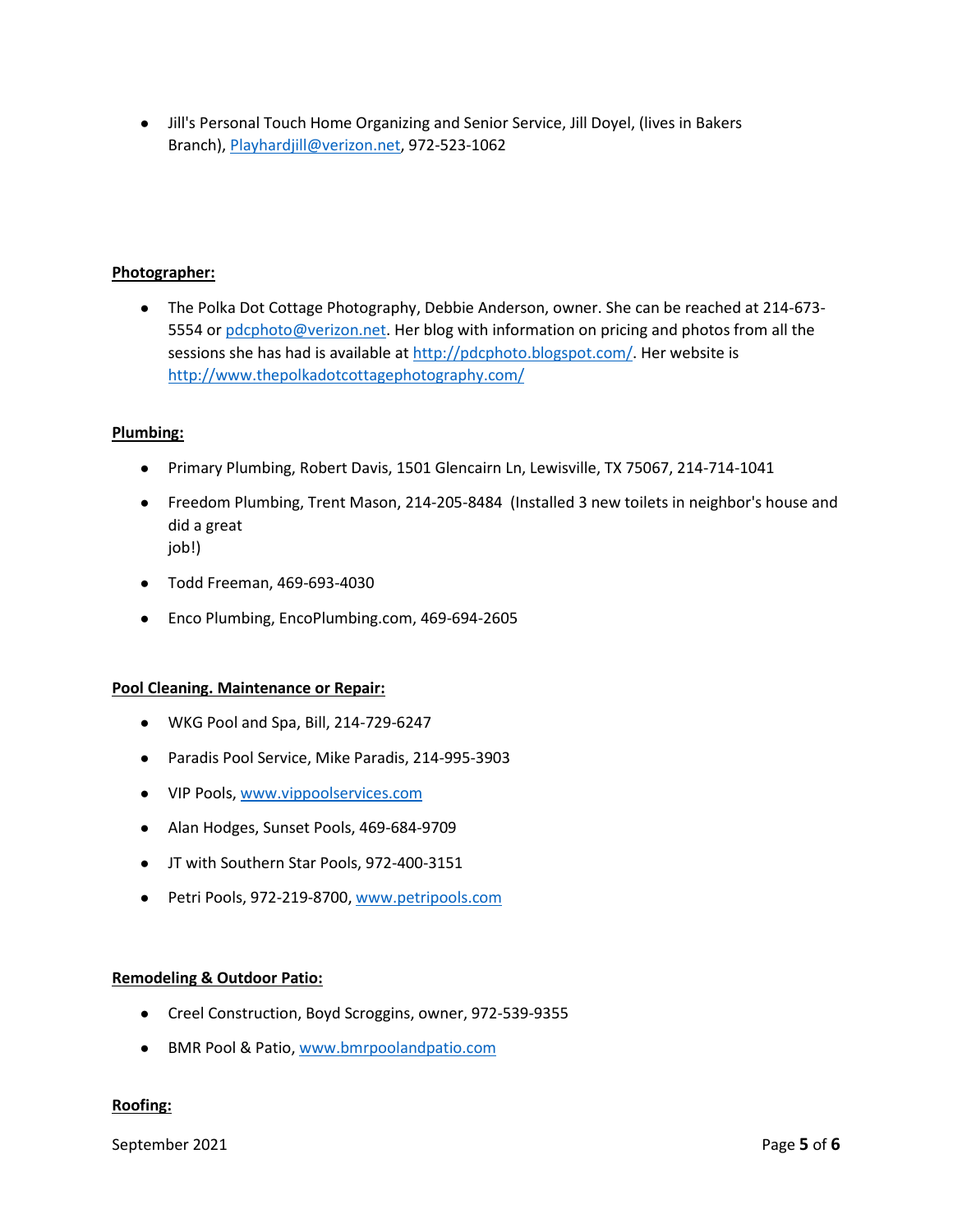- Jill's Personal Touch Home Organizing and Senior Service, Jill Doyel, (lives in Bakers Branch), Playhardjill@verizon.net, 972-523-1062

**Photographer:**

- The Polka Dot Cottage Photography, Debbie Anderson, owner. She can be reached at 214-673-5554 or pdcphoto@verizon.net. Her blog with information on pricing and photos from all the sessions she has had is available at http://pdcphoto.blogspot.com/. Her website is http://www.thepolkadotcottagephotography.com/

**Plumbing:**

- Primary Plumbing, Robert Davis, 1501 Glencairn Ln, Lewisville, TX 75067, 214-714-1041
- Freedom Plumbing, Trent Mason, 214-205-8484 (Installed 3 new toilets in neighbor's house and did a great job!)
- Todd Freeman, 469-693-4030
- Enco Plumbing, EncoPlumbing.com, 469-694-2605

**Pool Cleaning. Maintenance or Repair:**

- WKG Pool and Spa, Bill, 214-729-6247
- Paradis Pool Service, Mike Paradis, 214-995-3903
- VIP Pools, www.vippoolservices.com
- Alan Hodges, Sunset Pools, 469-684-9709
- JT with Southern Star Pools, 972-400-3151
- Petri Pools, 972-219-8700, www.petripools.com

**Remodeling & Outdoor Patio:**

- Creel Construction, Boyd Scroggins, owner, 972-539-9355
- BMR Pool & Patio, www.bmrpoolandpatio.com

**Roofing:**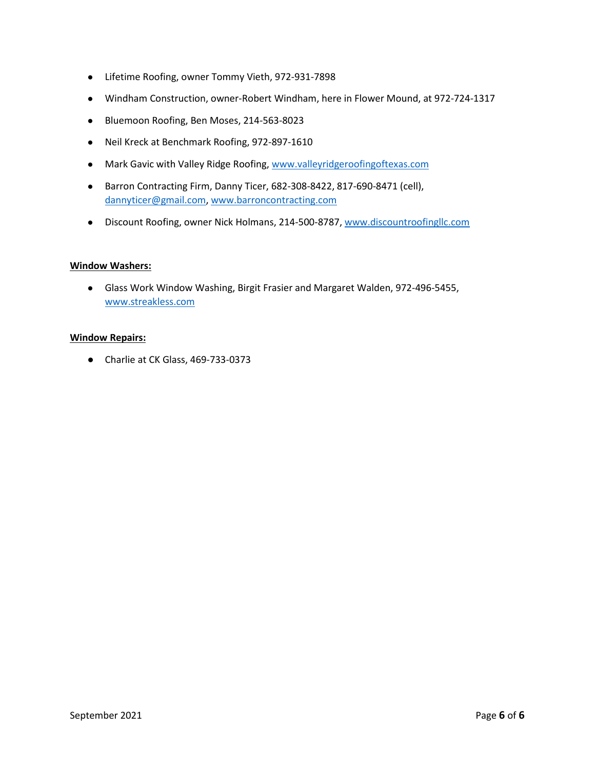- Lifetime Roofing, owner Tommy Vieth, 972-931-7898
- Windham Construction, owner-Robert Windham, here in Flower Mound, at 972-724-1317
- Bluemoon Roofing, Ben Moses, 214-563-8023
- Neil Kreck at Benchmark Roofing, 972-897-1610
- Mark Gavic with Valley Ridge Roofing, www.valleyridgeroofingoftexas.com
- Barron Contracting Firm, Danny Ticer, 682-308-8422, 817-690-8471 (cell), dannyticer@gmail.com, www.barroncontracting.com
- Discount Roofing, owner Nick Holmans, 214-500-8787, www.discountroofingllc.com

**Window Washers:**

- Glass Work Window Washing, Birgit Frasier and Margaret Walden, 972-496-5455, www.streakless.com

**Window Repairs:**

- Charlie at CK Glass, 469-733-0373

September 2021